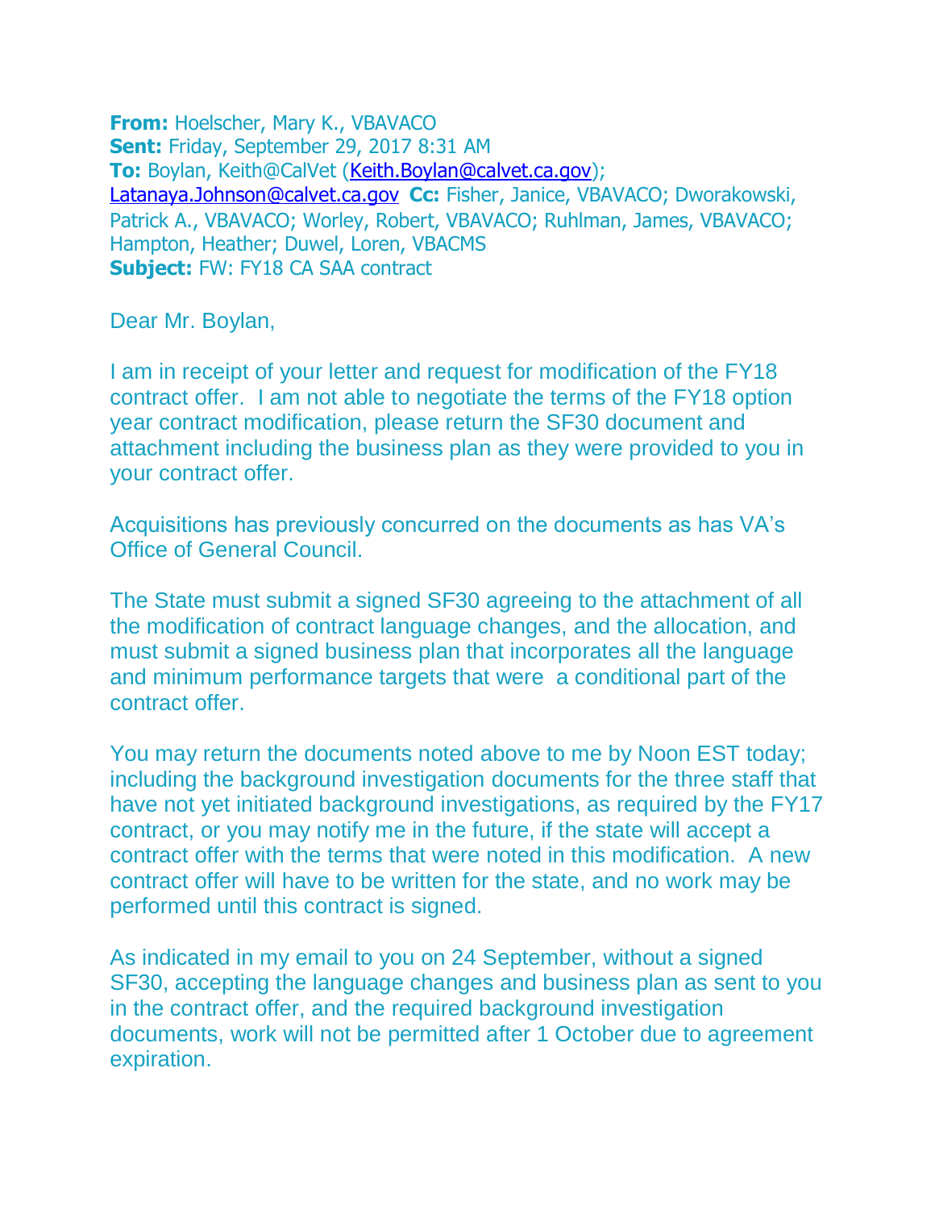**From:** Hoelscher, Mary K., VBAVACO
**Sent:** Friday, September 29, 2017 8:31 AM
**To:** Boylan, Keith@CalVet (Keith.Boylan@calvet.ca.gov); Latanaya.Johnson@calvet.ca.gov **Cc:** Fisher, Janice, VBAVACO; Dworakowski, Patrick A., VBAVACO; Worley, Robert, VBAVACO; Ruhlman, James, VBAVACO; Hampton, Heather; Duwel, Loren, VBACMS
**Subject:** FW: FY18 CA SAA contract

Dear Mr. Boylan,

I am in receipt of your letter and request for modification of the FY18 contract offer. I am not able to negotiate the terms of the FY18 option year contract modification, please return the SF30 document and attachment including the business plan as they were provided to you in your contract offer.

Acquisitions has previously concurred on the documents as has VA's Office of General Council.

The State must submit a signed SF30 agreeing to the attachment of all the modification of contract language changes, and the allocation, and must submit a signed business plan that incorporates all the language and minimum performance targets that were a conditional part of the contract offer.

You may return the documents noted above to me by Noon EST today; including the background investigation documents for the three staff that have not yet initiated background investigations, as required by the FY17 contract, or you may notify me in the future, if the state will accept a contract offer with the terms that were noted in this modification. A new contract offer will have to be written for the state, and no work may be performed until this contract is signed.

As indicated in my email to you on 24 September, without a signed SF30, accepting the language changes and business plan as sent to you in the contract offer, and the required background investigation documents, work will not be permitted after 1 October due to agreement expiration.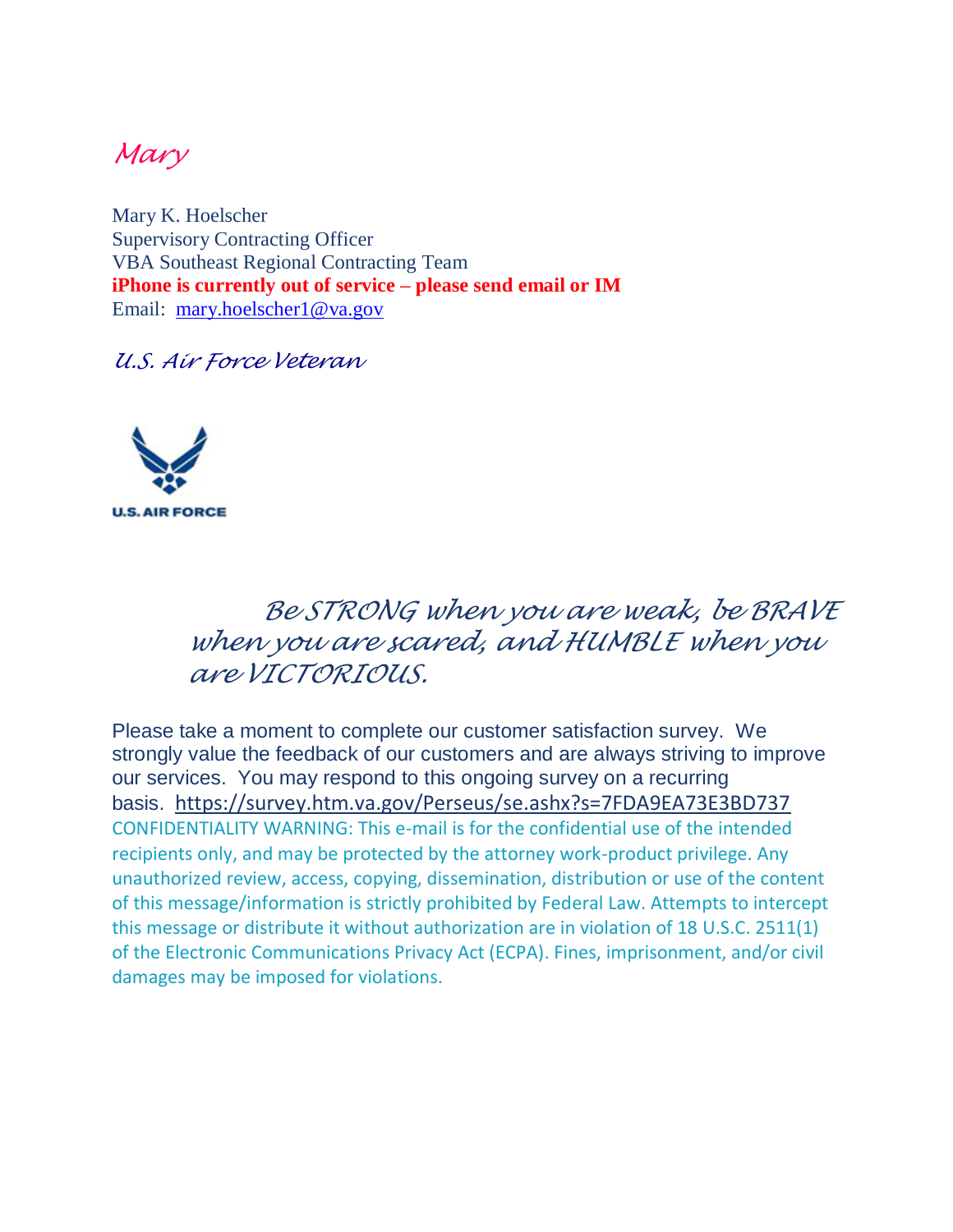*Mary*

Mary K. Hoelscher
Supervisory Contracting Officer
VBA Southeast Regional Contracting Team
**iPhone is currently out of service – please send email or IM**
Email: [mary.hoelscher1@va.gov](mailto:mary.hoelscher1@va.gov)

*U.S. Air Force Veteran*

U.S. AIR FORCE

*Be STRONG when you are weak, be BRAVE when you are scared, and HUMBLE when you are VICTORIOUS.*

Please take a moment to complete our customer satisfaction survey. We strongly value the feedback of our customers and are always striving to improve our services. You may respond to this ongoing survey on a recurring basis. https://survey.htm.va.gov/Perseus/se.ashx?s=7FDA9EA73E3BD737

CONFIDENTIALITY WARNING: This e-mail is for the confidential use of the intended recipients only, and may be protected by the attorney work-product privilege. Any unauthorized review, access, copying, dissemination, distribution or use of the content of this message/information is strictly prohibited by Federal Law. Attempts to intercept this message or distribute it without authorization are in violation of 18 U.S.C. 2511(1) of the Electronic Communications Privacy Act (ECPA). Fines, imprisonment, and/or civil damages may be imposed for violations.